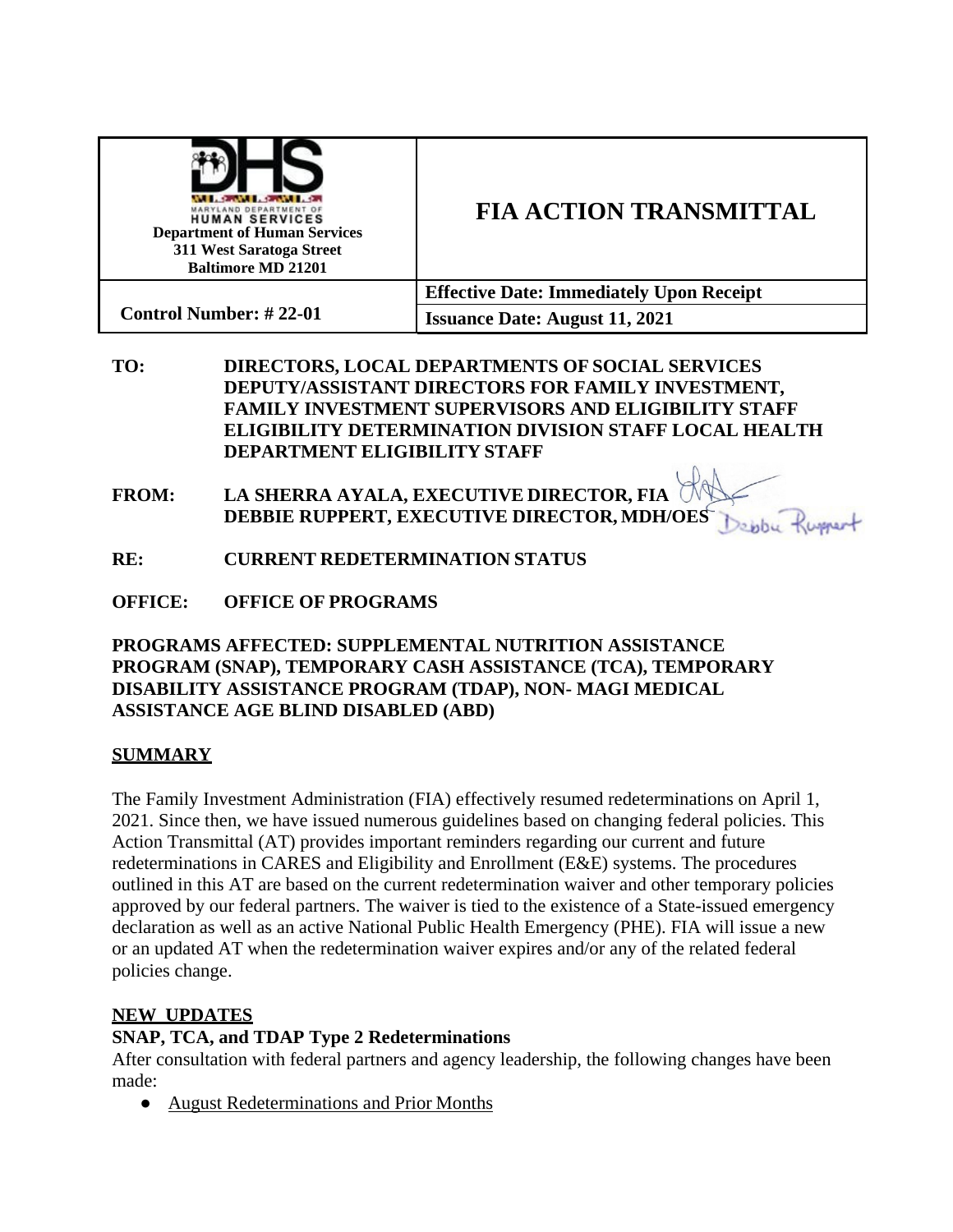| Maryland Department of Human Services<br>Department of Human Services<br>311 West Saratoga Street<br>Baltimore MD 21201 | **FIA ACTION TRANSMITTAL** |
| --- | --- |
| | **Effective Date: Immediately Upon Receipt** |
| **Control Number: # 22-01** | **Issuance Date: August 11, 2021** |

**TO:** DIRECTORS, LOCAL DEPARTMENTS OF SOCIAL SERVICES
DEPUTY/ASSISTANT DIRECTORS FOR FAMILY INVESTMENT,
FAMILY INVESTMENT SUPERVISORS AND ELIGIBILITY STAFF
ELIGIBILITY DETERMINATION DIVISION STAFF LOCAL HEALTH DEPARTMENT ELIGIBILITY STAFF

**FROM:** LA SHERRA AYALA, EXECUTIVE DIRECTOR, FIA
DEBBIE RUPPERT, EXECUTIVE DIRECTOR, MDH/OES

**RE:** CURRENT REDETERMINATION STATUS

**OFFICE:** OFFICE OF PROGRAMS

**PROGRAMS AFFECTED: SUPPLEMENTAL NUTRITION ASSISTANCE PROGRAM (SNAP), TEMPORARY CASH ASSISTANCE (TCA), TEMPORARY DISABILITY ASSISTANCE PROGRAM (TDAP), NON- MAGI MEDICAL ASSISTANCE AGE BLIND DISABLED (ABD)**

## SUMMARY

The Family Investment Administration (FIA) effectively resumed redeterminations on April 1, 2021. Since then, we have issued numerous guidelines based on changing federal policies. This Action Transmittal (AT) provides important reminders regarding our current and future redeterminations in CARES and Eligibility and Enrollment (E&E) systems. The procedures outlined in this AT are based on the current redetermination waiver and other temporary policies approved by our federal partners. The waiver is tied to the existence of a State-issued emergency declaration as well as an active National Public Health Emergency (PHE). FIA will issue a new or an updated AT when the redetermination waiver expires and/or any of the related federal policies change.

## NEW UPDATES

### SNAP, TCA, and TDAP Type 2 Redeterminations

After consultation with federal partners and agency leadership, the following changes have been made:

- August Redeterminations and Prior Months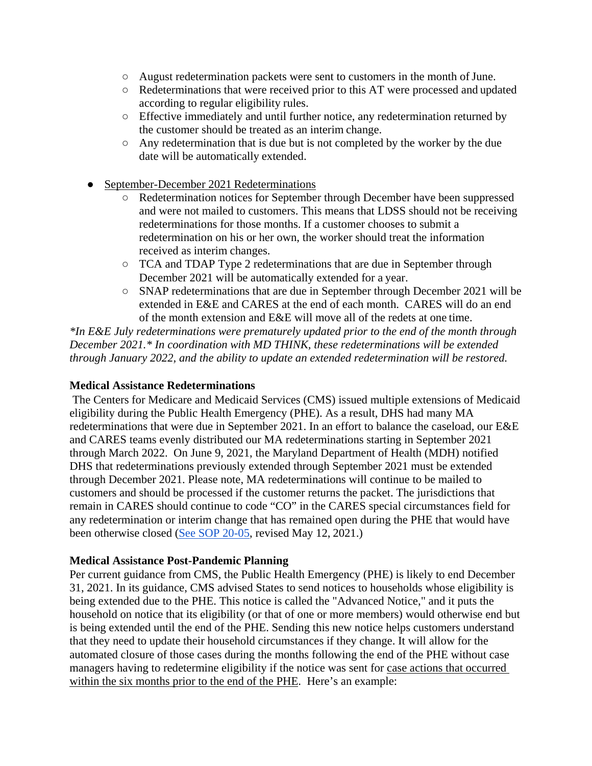- August redetermination packets were sent to customers in the month of June.
  - Redeterminations that were received prior to this AT were processed and updated according to regular eligibility rules.
  - Effective immediately and until further notice, any redetermination returned by the customer should be treated as an interim change.
  - Any redetermination that is due but is not completed by the worker by the due date will be automatically extended.

- September-December 2021 Redeterminations
  - Redetermination notices for September through December have been suppressed and were not mailed to customers. This means that LDSS should not be receiving redeterminations for those months. If a customer chooses to submit a redetermination on his or her own, the worker should treat the information received as interim changes.
  - TCA and TDAP Type 2 redeterminations that are due in September through December 2021 will be automatically extended for a year.
  - SNAP redeterminations that are due in September through December 2021 will be extended in E&E and CARES at the end of each month. CARES will do an end of the month extension and E&E will move all of the redets at one time.

*\*In E&E July redeterminations were prematurely updated prior to the end of the month through December 2021.\* In coordination with MD THINK, these redeterminations will be extended through January 2022, and the ability to update an extended redetermination will be restored.*

**Medical Assistance Redeterminations**

The Centers for Medicare and Medicaid Services (CMS) issued multiple extensions of Medicaid eligibility during the Public Health Emergency (PHE). As a result, DHS had many MA redeterminations that were due in September 2021. In an effort to balance the caseload, our E&E and CARES teams evenly distributed our MA redeterminations starting in September 2021 through March 2022. On June 9, 2021, the Maryland Department of Health (MDH) notified DHS that redeterminations previously extended through September 2021 must be extended through December 2021. Please note, MA redeterminations will continue to be mailed to customers and should be processed if the customer returns the packet. The jurisdictions that remain in CARES should continue to code "CO" in the CARES special circumstances field for any redetermination or interim change that has remained open during the PHE that would have been otherwise closed (See SOP 20-05, revised May 12, 2021.)

**Medical Assistance Post-Pandemic Planning**

Per current guidance from CMS, the Public Health Emergency (PHE) is likely to end December 31, 2021. In its guidance, CMS advised States to send notices to households whose eligibility is being extended due to the PHE. This notice is called the "Advanced Notice," and it puts the household on notice that its eligibility (or that of one or more members) would otherwise end but is being extended until the end of the PHE. Sending this new notice helps customers understand that they need to update their household circumstances if they change. It will allow for the automated closure of those cases during the months following the end of the PHE without case managers having to redetermine eligibility if the notice was sent for case actions that occurred within the six months prior to the end of the PHE. Here's an example: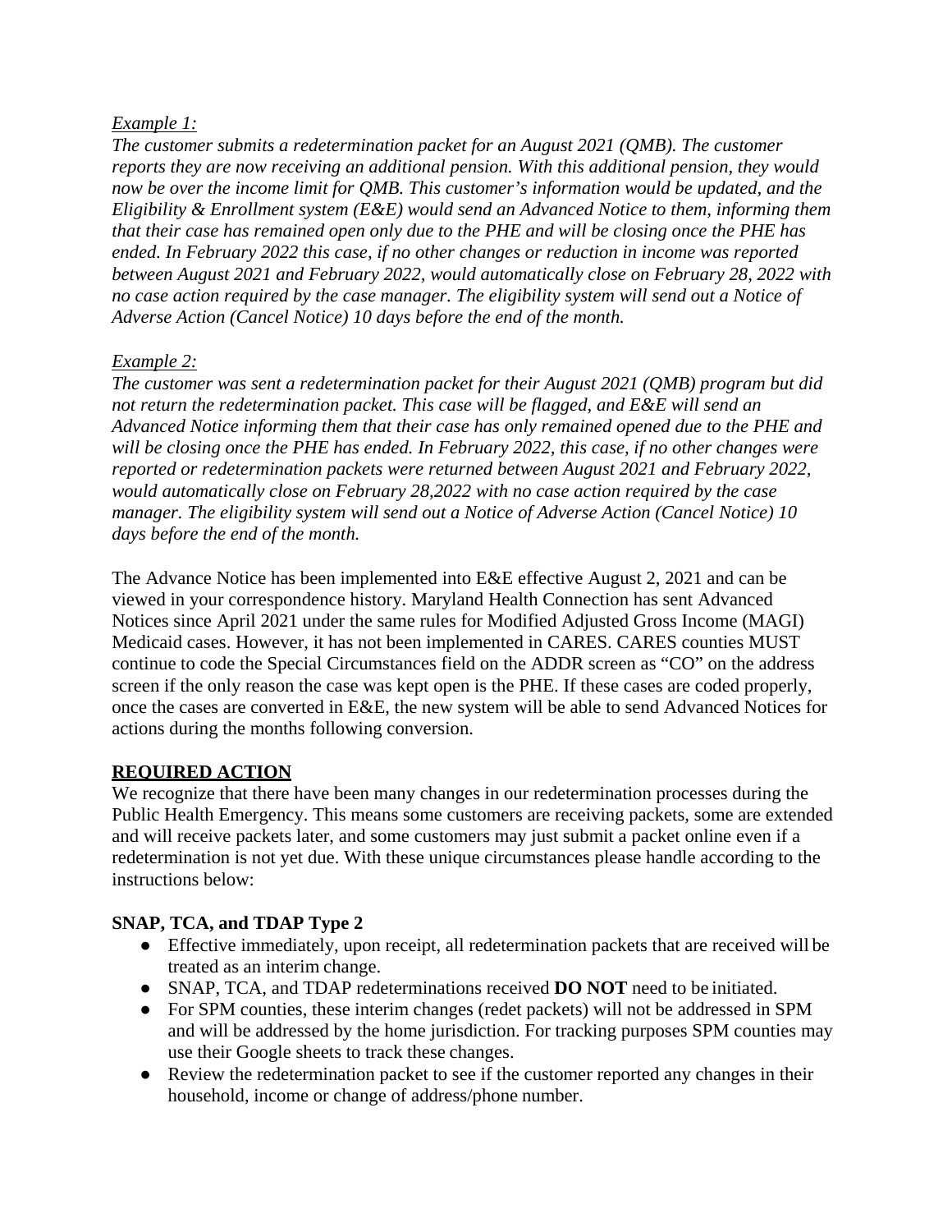*Example 1:*

*The customer submits a redetermination packet for an August 2021 (QMB). The customer reports they are now receiving an additional pension. With this additional pension, they would now be over the income limit for QMB. This customer's information would be updated, and the Eligibility & Enrollment system (E&E) would send an Advanced Notice to them, informing them that their case has remained open only due to the PHE and will be closing once the PHE has ended. In February 2022 this case, if no other changes or reduction in income was reported between August 2021 and February 2022, would automatically close on February 28, 2022 with no case action required by the case manager. The eligibility system will send out a Notice of Adverse Action (Cancel Notice) 10 days before the end of the month.*

*Example 2:*

*The customer was sent a redetermination packet for their August 2021 (QMB) program but did not return the redetermination packet. This case will be flagged, and E&E will send an Advanced Notice informing them that their case has only remained opened due to the PHE and will be closing once the PHE has ended. In February 2022, this case, if no other changes were reported or redetermination packets were returned between August 2021 and February 2022, would automatically close on February 28,2022 with no case action required by the case manager. The eligibility system will send out a Notice of Adverse Action (Cancel Notice) 10 days before the end of the month.*

The Advance Notice has been implemented into E&E effective August 2, 2021 and can be viewed in your correspondence history. Maryland Health Connection has sent Advanced Notices since April 2021 under the same rules for Modified Adjusted Gross Income (MAGI) Medicaid cases. However, it has not been implemented in CARES. CARES counties MUST continue to code the Special Circumstances field on the ADDR screen as "CO" on the address screen if the only reason the case was kept open is the PHE. If these cases are coded properly, once the cases are converted in E&E, the new system will be able to send Advanced Notices for actions during the months following conversion.

## REQUIRED ACTION

We recognize that there have been many changes in our redetermination processes during the Public Health Emergency. This means some customers are receiving packets, some are extended and will receive packets later, and some customers may just submit a packet online even if a redetermination is not yet due. With these unique circumstances please handle according to the instructions below:

### SNAP, TCA, and TDAP Type 2

- Effective immediately, upon receipt, all redetermination packets that are received will be treated as an interim change.
- SNAP, TCA, and TDAP redeterminations received **DO NOT** need to be initiated.
- For SPM counties, these interim changes (redet packets) will not be addressed in SPM and will be addressed by the home jurisdiction. For tracking purposes SPM counties may use their Google sheets to track these changes.
- Review the redetermination packet to see if the customer reported any changes in their household, income or change of address/phone number.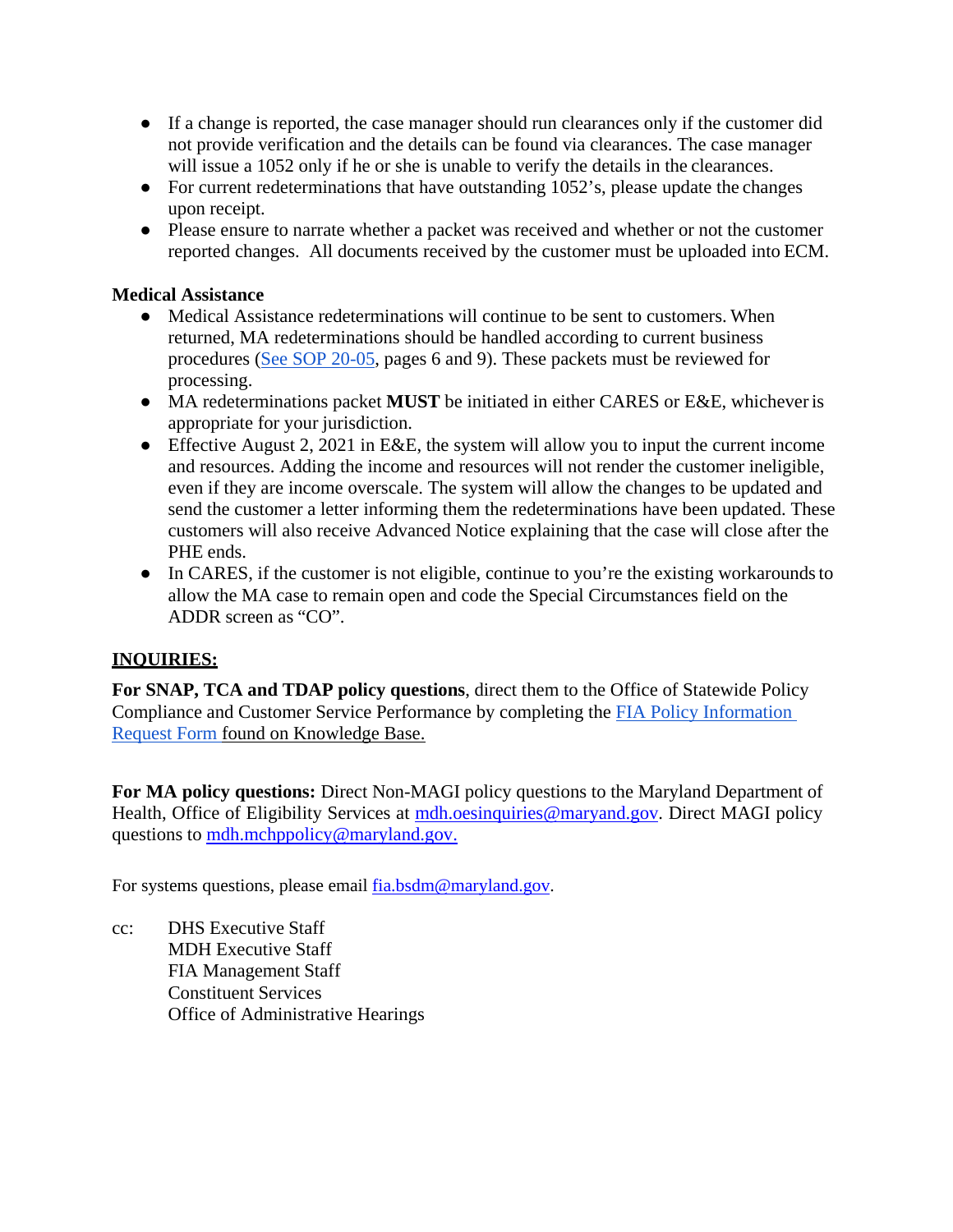- If a change is reported, the case manager should run clearances only if the customer did not provide verification and the details can be found via clearances. The case manager will issue a 1052 only if he or she is unable to verify the details in the clearances.
- For current redeterminations that have outstanding 1052's, please update the changes upon receipt.
- Please ensure to narrate whether a packet was received and whether or not the customer reported changes. All documents received by the customer must be uploaded into ECM.

**Medical Assistance**

- Medical Assistance redeterminations will continue to be sent to customers. When returned, MA redeterminations should be handled according to current business procedures (See SOP 20-05, pages 6 and 9). These packets must be reviewed for processing.
- MA redeterminations packet **MUST** be initiated in either CARES or E&E, whichever is appropriate for your jurisdiction.
- Effective August 2, 2021 in E&E, the system will allow you to input the current income and resources. Adding the income and resources will not render the customer ineligible, even if they are income overscale. The system will allow the changes to be updated and send the customer a letter informing them the redeterminations have been updated. These customers will also receive Advanced Notice explaining that the case will close after the PHE ends.
- In CARES, if the customer is not eligible, continue to you're the existing workarounds to allow the MA case to remain open and code the Special Circumstances field on the ADDR screen as "CO".

**INQUIRIES:**

**For SNAP, TCA and TDAP policy questions**, direct them to the Office of Statewide Policy Compliance and Customer Service Performance by completing the FIA Policy Information Request Form found on Knowledge Base.

**For MA policy questions:** Direct Non-MAGI policy questions to the Maryland Department of Health, Office of Eligibility Services at mdh.oesinquiries@maryand.gov. Direct MAGI policy questions to mdh.mchppolicy@maryland.gov.

For systems questions, please email fia.bsdm@maryland.gov.

cc: DHS Executive Staff
MDH Executive Staff
FIA Management Staff
Constituent Services
Office of Administrative Hearings